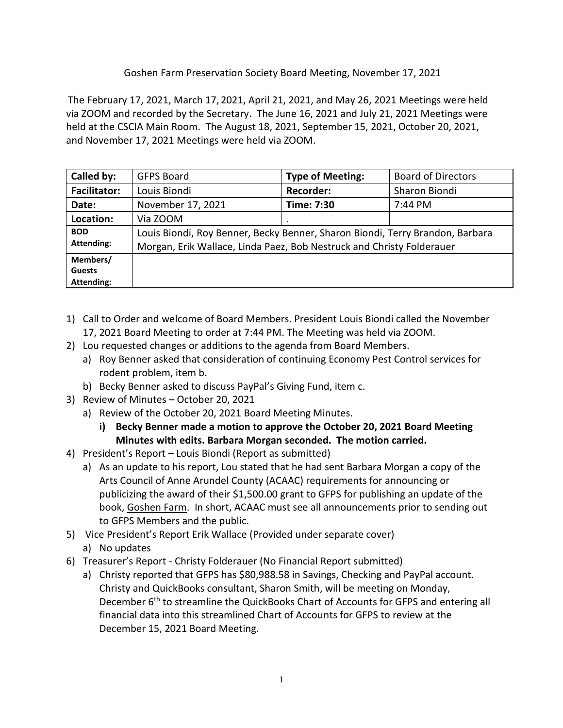Goshen Farm Preservation Society Board Meeting, November 17, 2021

The February 17, 2021, March 17, 2021, April 21, 2021, and May 26, 2021 Meetings were held via ZOOM and recorded by the Secretary. The June 16, 2021 and July 21, 2021 Meetings were held at the CSCIA Main Room. The August 18, 2021, September 15, 2021, October 20, 2021, and November 17, 2021 Meetings were held via ZOOM.

| **Called by:** | GFPS Board | **Type of Meeting:** | Board of Directors |
|---|---|---|---|
| **Facilitator:** | Louis Biondi | **Recorder:** | Sharon Biondi |
| **Date:** | November 17, 2021 | **Time: 7:30** | 7:44 PM |
| **Location:** | Via ZOOM | . | |
| **BOD Attending:** | Louis Biondi, Roy Benner, Becky Benner, Sharon Biondi, Terry Brandon, Barbara Morgan, Erik Wallace, Linda Paez, Bob Nestruck and Christy Folderauer | | |
| **Members/ Guests Attending:** | | | |

1) Call to Order and welcome of Board Members. President Louis Biondi called the November 17, 2021 Board Meeting to order at 7:44 PM. The Meeting was held via ZOOM.
2) Lou requested changes or additions to the agenda from Board Members.
   a) Roy Benner asked that consideration of continuing Economy Pest Control services for rodent problem, item b.
   b) Becky Benner asked to discuss PayPal's Giving Fund, item c.
3) Review of Minutes – October 20, 2021
   a) Review of the October 20, 2021 Board Meeting Minutes.
      i) **Becky Benner made a motion to approve the October 20, 2021 Board Meeting Minutes with edits. Barbara Morgan seconded. The motion carried.**
4) President's Report – Louis Biondi (Report as submitted)
   a) As an update to his report, Lou stated that he had sent Barbara Morgan a copy of the Arts Council of Anne Arundel County (ACAAC) requirements for announcing or publicizing the award of their $1,500.00 grant to GFPS for publishing an update of the book, <u>Goshen Farm</u>. In short, ACAAC must see all announcements prior to sending out to GFPS Members and the public.
5) Vice President's Report Erik Wallace (Provided under separate cover)
   a) No updates
6) Treasurer's Report - Christy Folderauer (No Financial Report submitted)
   a) Christy reported that GFPS has $80,988.58 in Savings, Checking and PayPal account. Christy and QuickBooks consultant, Sharon Smith, will be meeting on Monday, December 6th to streamline the QuickBooks Chart of Accounts for GFPS and entering all financial data into this streamlined Chart of Accounts for GFPS to review at the December 15, 2021 Board Meeting.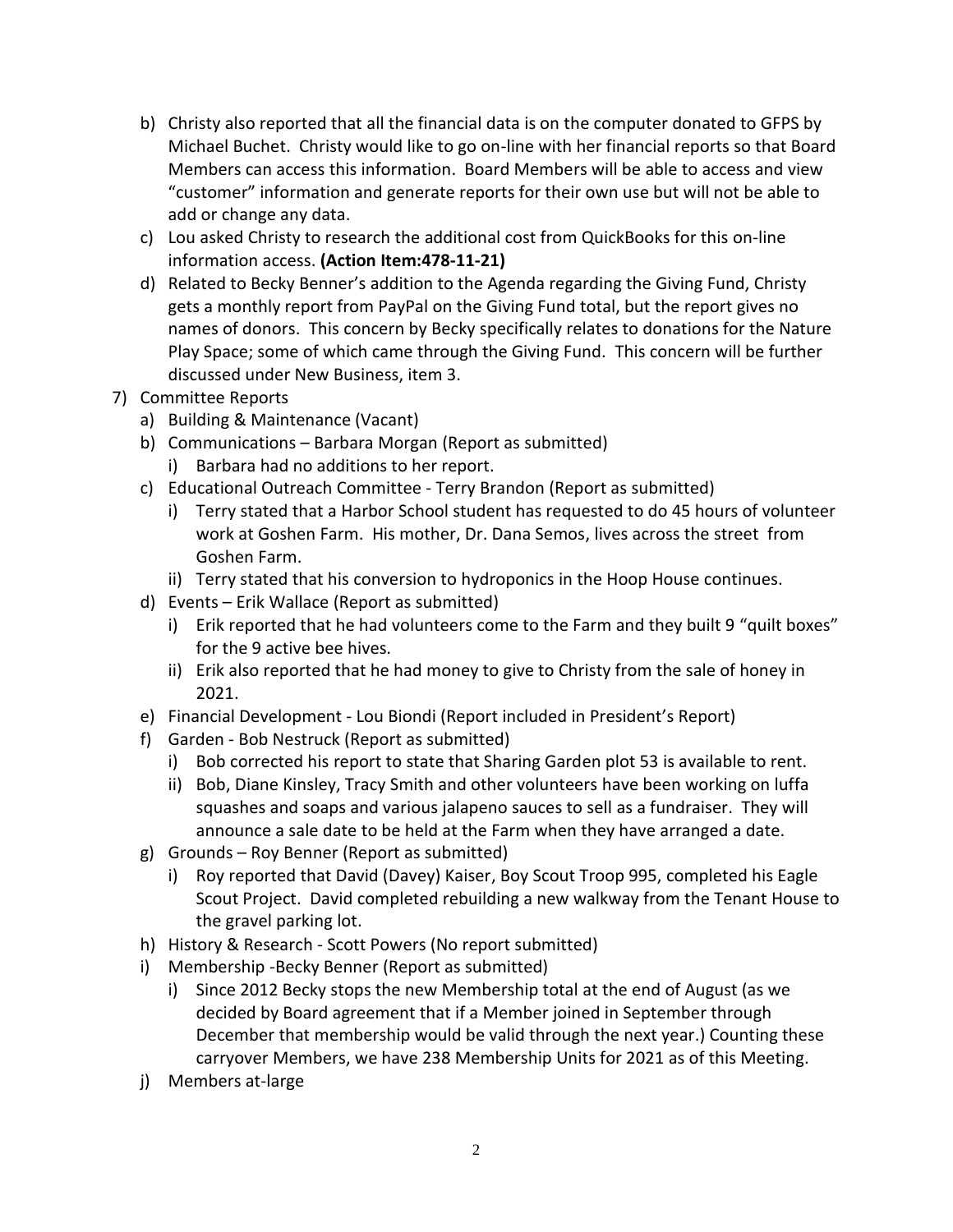b) Christy also reported that all the financial data is on the computer donated to GFPS by Michael Buchet. Christy would like to go on-line with her financial reports so that Board Members can access this information. Board Members will be able to access and view "customer" information and generate reports for their own use but will not be able to add or change any data.

c) Lou asked Christy to research the additional cost from QuickBooks for this on-line information access. **(Action Item:478-11-21)**

d) Related to Becky Benner's addition to the Agenda regarding the Giving Fund, Christy gets a monthly report from PayPal on the Giving Fund total, but the report gives no names of donors. This concern by Becky specifically relates to donations for the Nature Play Space; some of which came through the Giving Fund. This concern will be further discussed under New Business, item 3.

7) Committee Reports
   a) Building & Maintenance (Vacant)
   b) Communications – Barbara Morgan (Report as submitted)
      i) Barbara had no additions to her report.
   c) Educational Outreach Committee - Terry Brandon (Report as submitted)
      i) Terry stated that a Harbor School student has requested to do 45 hours of volunteer work at Goshen Farm. His mother, Dr. Dana Semos, lives across the street from Goshen Farm.
      ii) Terry stated that his conversion to hydroponics in the Hoop House continues.
   d) Events – Erik Wallace (Report as submitted)
      i) Erik reported that he had volunteers come to the Farm and they built 9 "quilt boxes" for the 9 active bee hives.
      ii) Erik also reported that he had money to give to Christy from the sale of honey in 2021.
   e) Financial Development - Lou Biondi (Report included in President's Report)
   f) Garden - Bob Nestruck (Report as submitted)
      i) Bob corrected his report to state that Sharing Garden plot 53 is available to rent.
      ii) Bob, Diane Kinsley, Tracy Smith and other volunteers have been working on luffa squashes and soaps and various jalapeno sauces to sell as a fundraiser. They will announce a sale date to be held at the Farm when they have arranged a date.
   g) Grounds – Roy Benner (Report as submitted)
      i) Roy reported that David (Davey) Kaiser, Boy Scout Troop 995, completed his Eagle Scout Project. David completed rebuilding a new walkway from the Tenant House to the gravel parking lot.
   h) History & Research - Scott Powers (No report submitted)
   i) Membership -Becky Benner (Report as submitted)
      i) Since 2012 Becky stops the new Membership total at the end of August (as we decided by Board agreement that if a Member joined in September through December that membership would be valid through the next year.) Counting these carryover Members, we have 238 Membership Units for 2021 as of this Meeting.
   j) Members at-large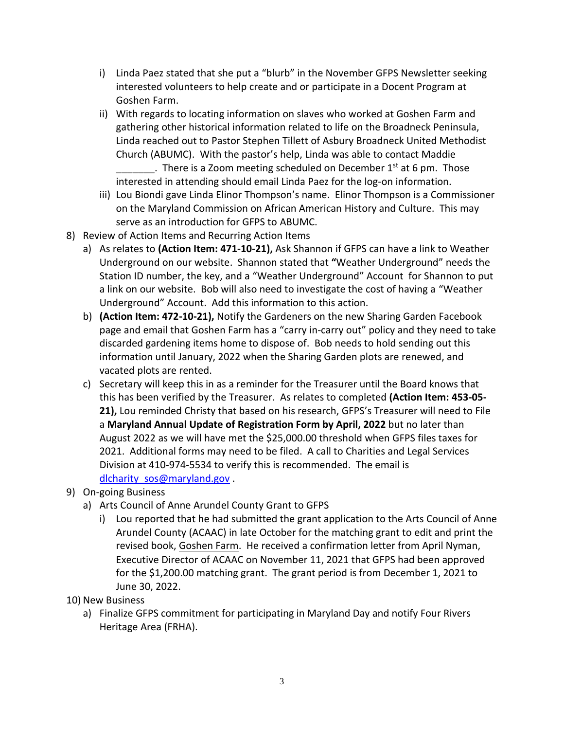i) Linda Paez stated that she put a "blurb" in the November GFPS Newsletter seeking interested volunteers to help create and or participate in a Docent Program at Goshen Farm.
   ii) With regards to locating information on slaves who worked at Goshen Farm and gathering other historical information related to life on the Broadneck Peninsula, Linda reached out to Pastor Stephen Tillett of Asbury Broadneck United Methodist Church (ABUMC). With the pastor's help, Linda was able to contact Maddie _______. There is a Zoom meeting scheduled on December 1st at 6 pm. Those interested in attending should email Linda Paez for the log-on information.
   iii) Lou Biondi gave Linda Elinor Thompson's name. Elinor Thompson is a Commissioner on the Maryland Commission on African American History and Culture. This may serve as an introduction for GFPS to ABUMC.

8) Review of Action Items and Recurring Action Items
   a) As relates to **(Action Item: 471-10-21),** Ask Shannon if GFPS can have a link to Weather Underground on our website. Shannon stated that **"**Weather Underground" needs the Station ID number, the key, and a "Weather Underground" Account for Shannon to put a link on our website. Bob will also need to investigate the cost of having a "Weather Underground" Account. Add this information to this action.
   b) **(Action Item: 472-10-21),** Notify the Gardeners on the new Sharing Garden Facebook page and email that Goshen Farm has a "carry in-carry out" policy and they need to take discarded gardening items home to dispose of. Bob needs to hold sending out this information until January, 2022 when the Sharing Garden plots are renewed, and vacated plots are rented.
   c) Secretary will keep this in as a reminder for the Treasurer until the Board knows that this has been verified by the Treasurer. As relates to completed **(Action Item: 453-05-21),** Lou reminded Christy that based on his research, GFPS's Treasurer will need to File a **Maryland Annual Update of Registration Form by April, 2022** but no later than August 2022 as we will have met the $25,000.00 threshold when GFPS files taxes for 2021. Additional forms may need to be filed. A call to Charities and Legal Services Division at 410-974-5534 to verify this is recommended. The email is dlcharity_sos@maryland.gov .

9) On-going Business
   a) Arts Council of Anne Arundel County Grant to GFPS
      i) Lou reported that he had submitted the grant application to the Arts Council of Anne Arundel County (ACAAC) in late October for the matching grant to edit and print the revised book, Goshen Farm. He received a confirmation letter from April Nyman, Executive Director of ACAAC on November 11, 2021 that GFPS had been approved for the $1,200.00 matching grant. The grant period is from December 1, 2021 to June 30, 2022.

10) New Business
   a) Finalize GFPS commitment for participating in Maryland Day and notify Four Rivers Heritage Area (FRHA).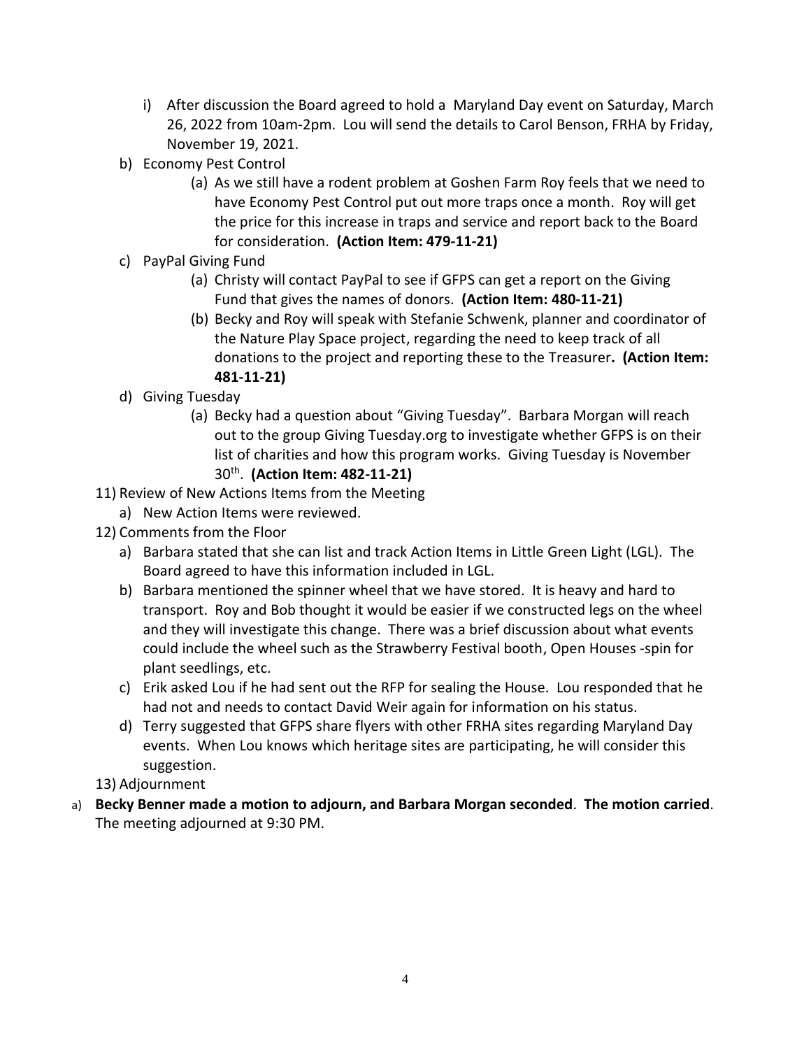i) After discussion the Board agreed to hold a Maryland Day event on Saturday, March 26, 2022 from 10am-2pm. Lou will send the details to Carol Benson, FRHA by Friday, November 19, 2021.

b) Economy Pest Control
   (a) As we still have a rodent problem at Goshen Farm Roy feels that we need to have Economy Pest Control put out more traps once a month. Roy will get the price for this increase in traps and service and report back to the Board for consideration. **(Action Item: 479-11-21)**

c) PayPal Giving Fund
   (a) Christy will contact PayPal to see if GFPS can get a report on the Giving Fund that gives the names of donors. **(Action Item: 480-11-21)**
   (b) Becky and Roy will speak with Stefanie Schwenk, planner and coordinator of the Nature Play Space project, regarding the need to keep track of all donations to the project and reporting these to the Treasurer**. (Action Item: 481-11-21)**

d) Giving Tuesday
   (a) Becky had a question about "Giving Tuesday". Barbara Morgan will reach out to the group Giving Tuesday.org to investigate whether GFPS is on their list of charities and how this program works. Giving Tuesday is November 30th. **(Action Item: 482-11-21)**

11) Review of New Actions Items from the Meeting
   a) New Action Items were reviewed.

12) Comments from the Floor
   a) Barbara stated that she can list and track Action Items in Little Green Light (LGL). The Board agreed to have this information included in LGL.
   b) Barbara mentioned the spinner wheel that we have stored. It is heavy and hard to transport. Roy and Bob thought it would be easier if we constructed legs on the wheel and they will investigate this change. There was a brief discussion about what events could include the wheel such as the Strawberry Festival booth, Open Houses -spin for plant seedlings, etc.
   c) Erik asked Lou if he had sent out the RFP for sealing the House. Lou responded that he had not and needs to contact David Weir again for information on his status.
   d) Terry suggested that GFPS share flyers with other FRHA sites regarding Maryland Day events. When Lou knows which heritage sites are participating, he will consider this suggestion.

13) Adjournment

a) **Becky Benner made a motion to adjourn, and Barbara Morgan seconded**. **The motion carried**. The meeting adjourned at 9:30 PM.